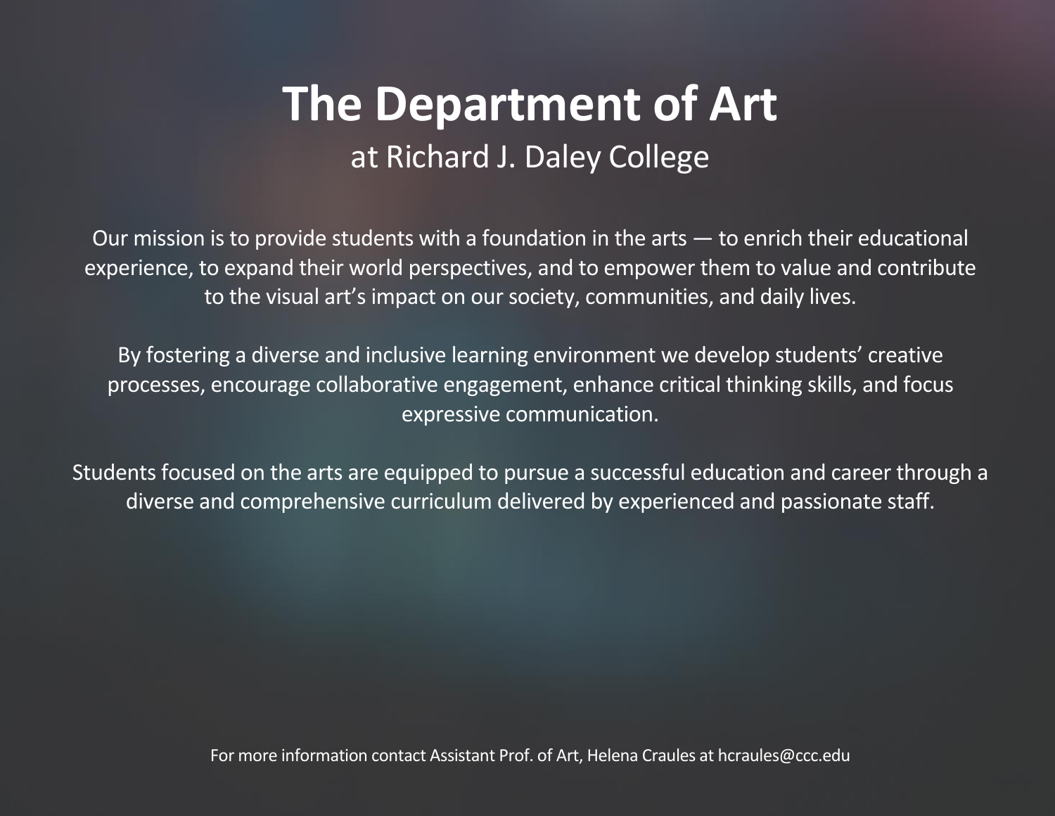# The Department of Art

at Richard J. Daley College

Our mission is to provide students with a foundation in the arts — to enrich their educational experience, to expand their world perspectives, and to empower them to value and contribute to the visual art's impact on our society, communities, and daily lives.

By fostering a diverse and inclusive learning environment we develop students' creative processes, encourage collaborative engagement, enhance critical thinking skills, and focus expressive communication.

Students focused on the arts are equipped to pursue a successful education and career through a diverse and comprehensive curriculum delivered by experienced and passionate staff.

For more information contact Assistant Prof. of Art, Helena Craules at hcraules@ccc.edu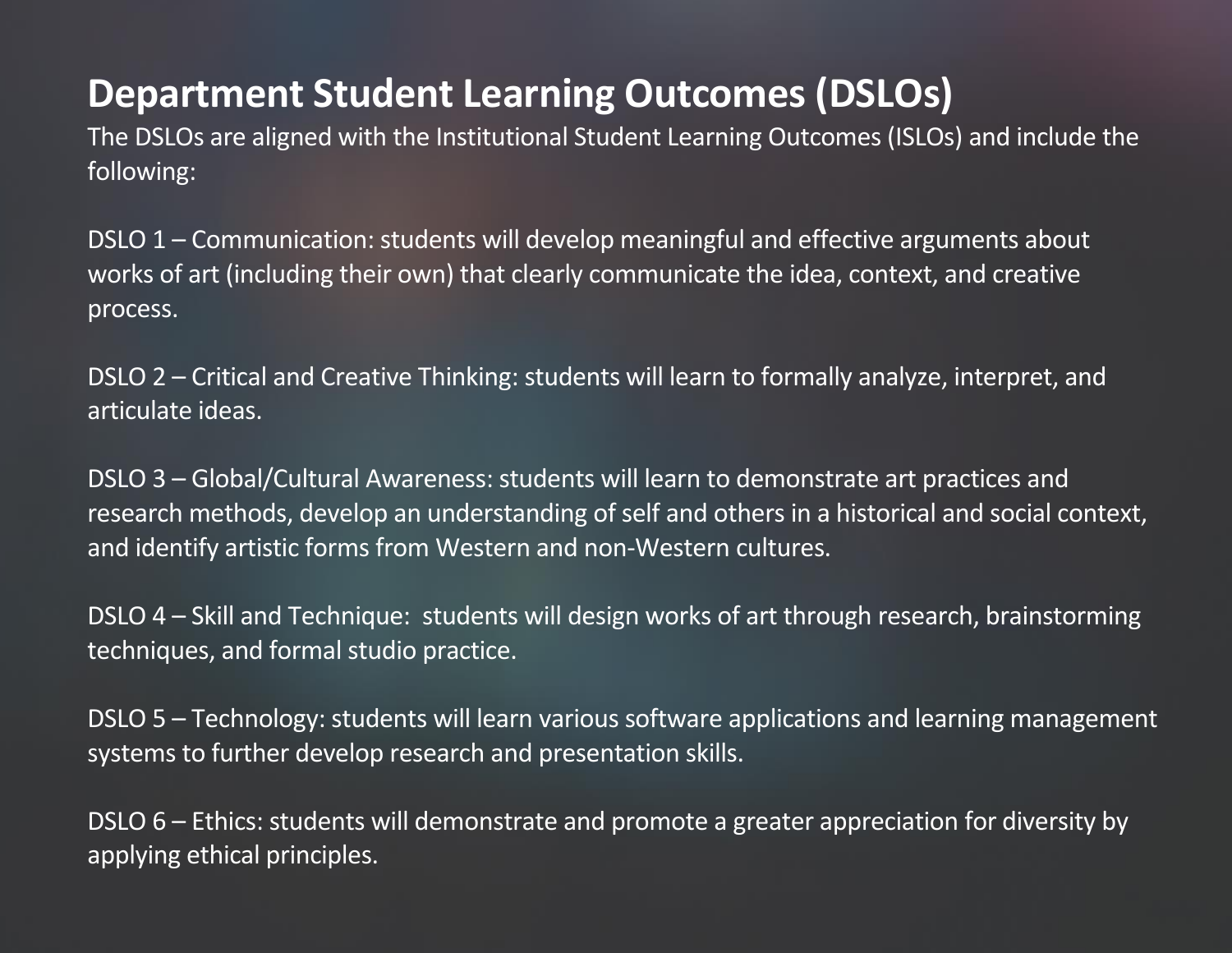# Department Student Learning Outcomes (DSLOs)

The DSLOs are aligned with the Institutional Student Learning Outcomes (ISLOs) and include the following:

DSLO 1 – Communication: students will develop meaningful and effective arguments about works of art (including their own) that clearly communicate the idea, context, and creative process.

DSLO 2 – Critical and Creative Thinking: students will learn to formally analyze, interpret, and articulate ideas.

DSLO 3 – Global/Cultural Awareness: students will learn to demonstrate art practices and research methods, develop an understanding of self and others in a historical and social context, and identify artistic forms from Western and non-Western cultures.

DSLO 4 – Skill and Technique: students will design works of art through research, brainstorming techniques, and formal studio practice.

DSLO 5 – Technology: students will learn various software applications and learning management systems to further develop research and presentation skills.

DSLO 6 – Ethics: students will demonstrate and promote a greater appreciation for diversity by applying ethical principles.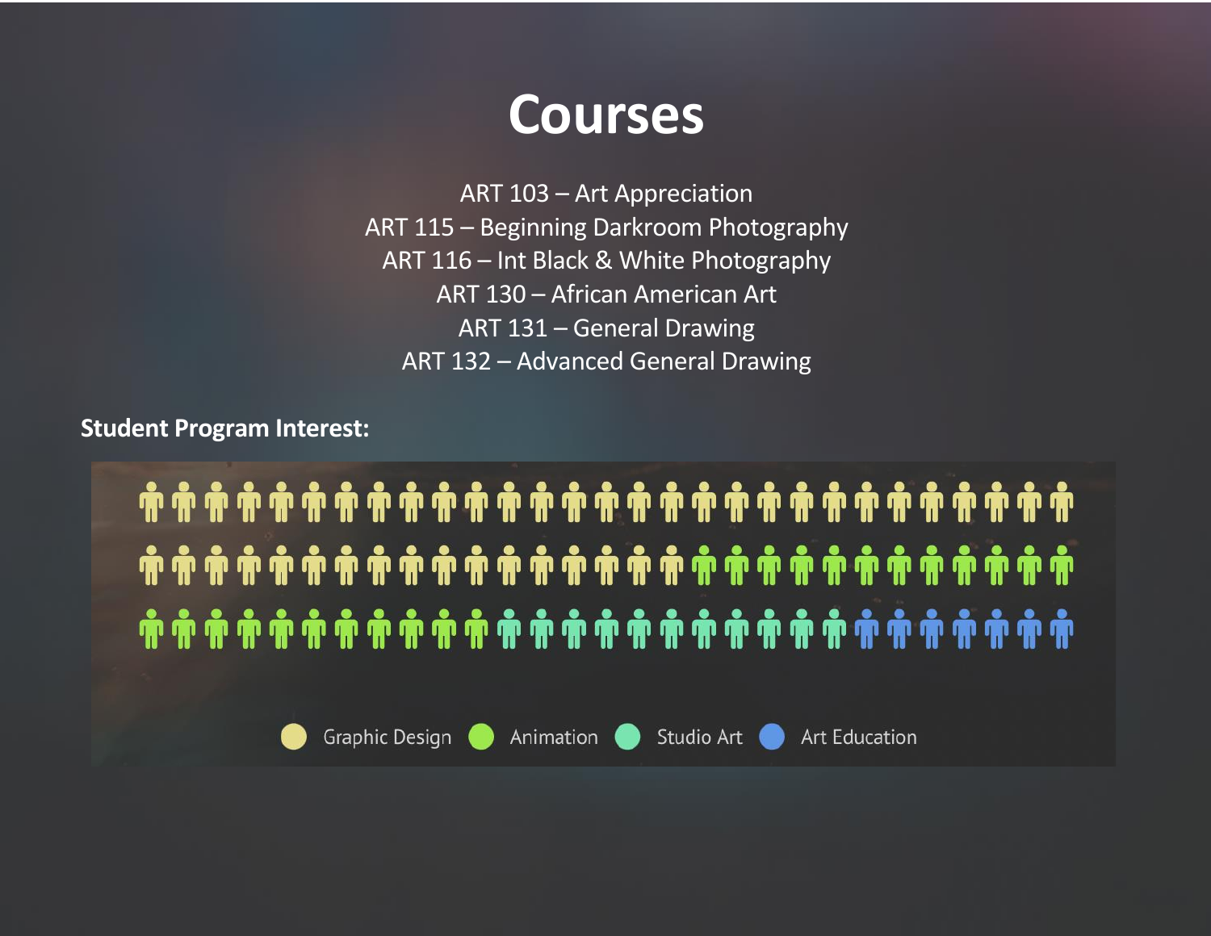# Courses

ART 103 – Art Appreciation
ART 115 – Beginning Darkroom Photography
ART 116 – Int Black & White Photography
ART 130 – African American Art
ART 131 – General Drawing
ART 132 – Advanced General Drawing

**Student Program Interest:**

Graphic Design   Animation   Studio Art   Art Education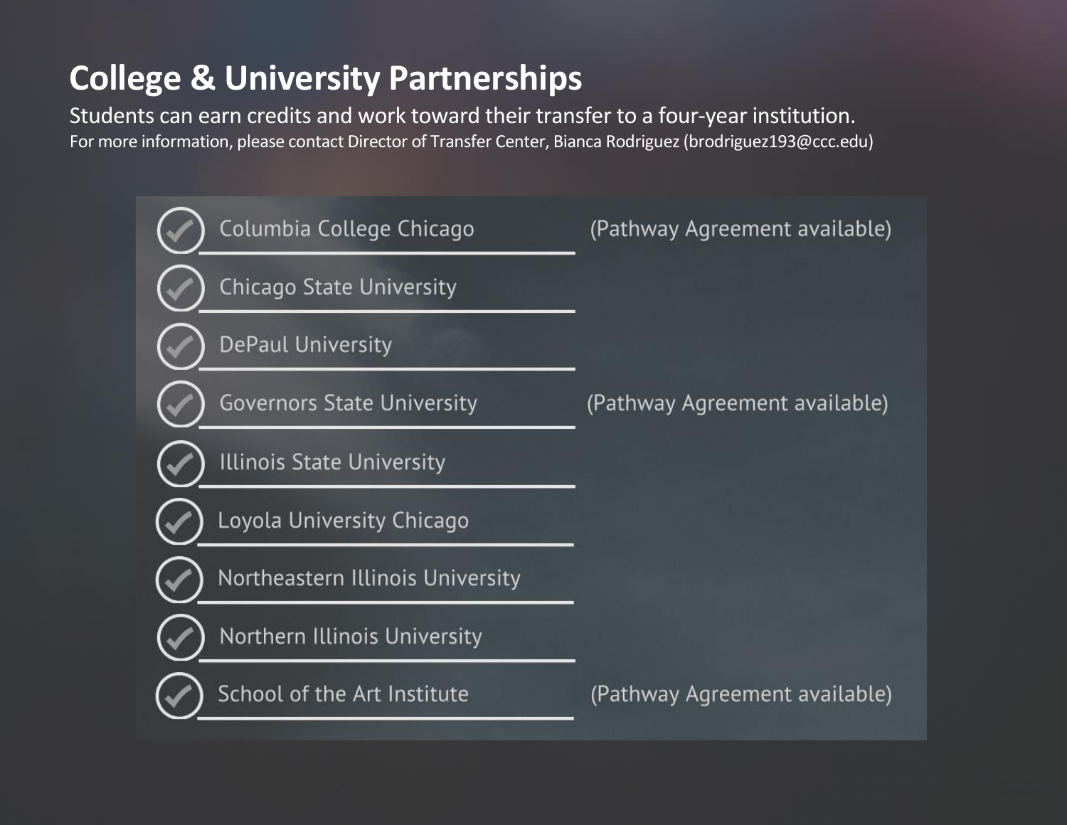# College & University Partnerships

Students can earn credits and work toward their transfer to a four-year institution.

For more information, please contact Director of Transfer Center, Bianca Rodriguez (brodriguez193@ccc.edu)

- Columbia College Chicago (Pathway Agreement available)
- Chicago State University
- DePaul University
- Governors State University (Pathway Agreement available)
- Illinois State University
- Loyola University Chicago
- Northeastern Illinois University
- Northern Illinois University
- School of the Art Institute (Pathway Agreement available)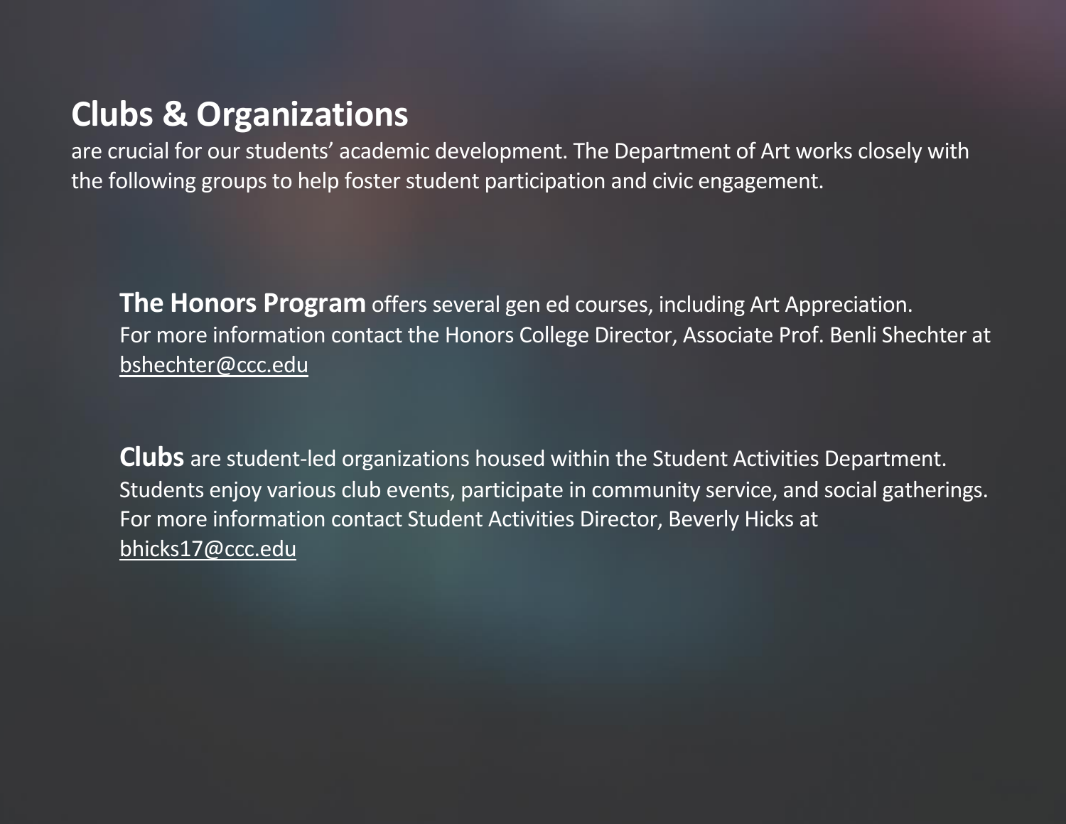## Clubs & Organizations

are crucial for our students' academic development. The Department of Art works closely with the following groups to help foster student participation and civic engagement.

**The Honors Program** offers several gen ed courses, including Art Appreciation. For more information contact the Honors College Director, Associate Prof. Benli Shechter at bshechter@ccc.edu

**Clubs** are student-led organizations housed within the Student Activities Department. Students enjoy various club events, participate in community service, and social gatherings. For more information contact Student Activities Director, Beverly Hicks at bhicks17@ccc.edu